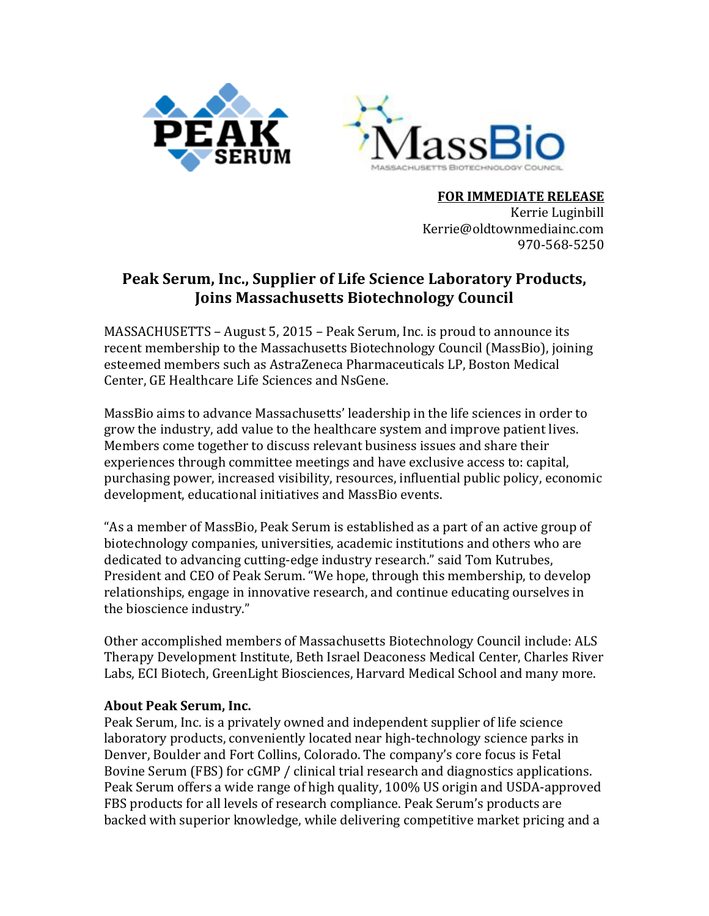**FOR IMMEDIATE RELEASE**
Kerrie Luginbill
Kerrie@oldtownmediainc.com
970-568-5250

# Peak Serum, Inc., Supplier of Life Science Laboratory Products, Joins Massachusetts Biotechnology Council

MASSACHUSETTS – August 5, 2015 – Peak Serum, Inc. is proud to announce its recent membership to the Massachusetts Biotechnology Council (MassBio), joining esteemed members such as AstraZeneca Pharmaceuticals LP, Boston Medical Center, GE Healthcare Life Sciences and NsGene.

MassBio aims to advance Massachusetts' leadership in the life sciences in order to grow the industry, add value to the healthcare system and improve patient lives. Members come together to discuss relevant business issues and share their experiences through committee meetings and have exclusive access to: capital, purchasing power, increased visibility, resources, influential public policy, economic development, educational initiatives and MassBio events.

"As a member of MassBio, Peak Serum is established as a part of an active group of biotechnology companies, universities, academic institutions and others who are dedicated to advancing cutting-edge industry research." said Tom Kutrubes, President and CEO of Peak Serum. "We hope, through this membership, to develop relationships, engage in innovative research, and continue educating ourselves in the bioscience industry."

Other accomplished members of Massachusetts Biotechnology Council include: ALS Therapy Development Institute, Beth Israel Deaconess Medical Center, Charles River Labs, ECI Biotech, GreenLight Biosciences, Harvard Medical School and many more.

**About Peak Serum, Inc.**

Peak Serum, Inc. is a privately owned and independent supplier of life science laboratory products, conveniently located near high-technology science parks in Denver, Boulder and Fort Collins, Colorado. The company's core focus is Fetal Bovine Serum (FBS) for cGMP / clinical trial research and diagnostics applications. Peak Serum offers a wide range of high quality, 100% US origin and USDA-approved FBS products for all levels of research compliance. Peak Serum's products are backed with superior knowledge, while delivering competitive market pricing and a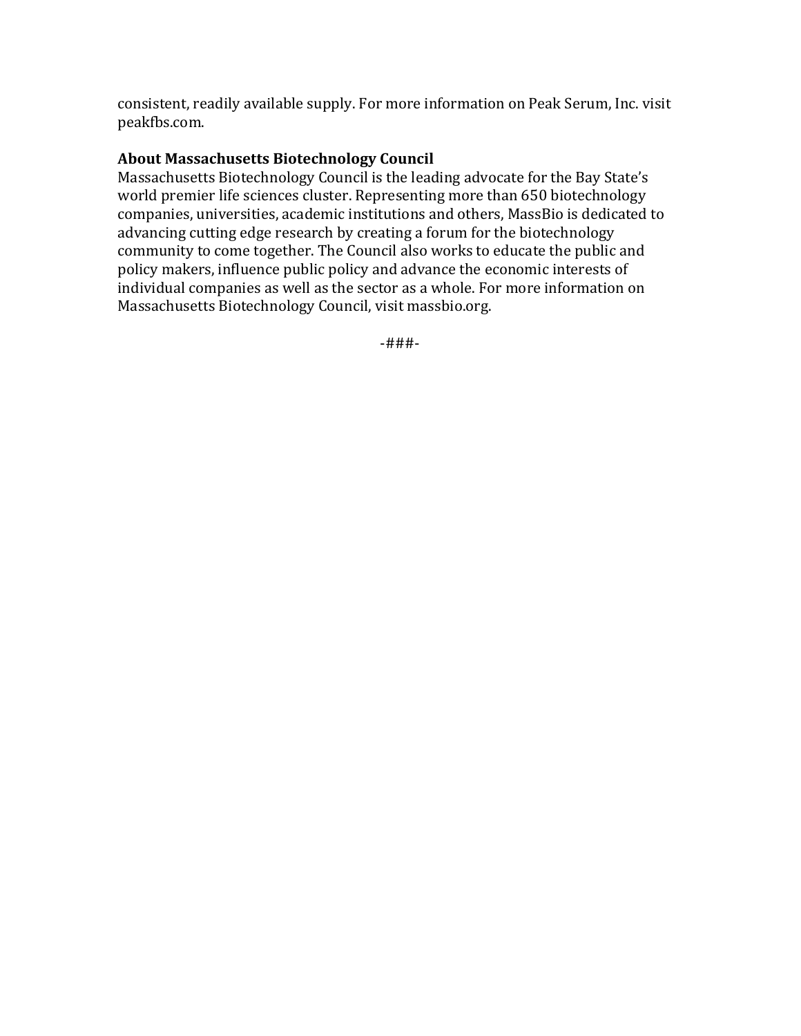consistent, readily available supply. For more information on Peak Serum, Inc. visit peakfbs.com.

**About Massachusetts Biotechnology Council**

Massachusetts Biotechnology Council is the leading advocate for the Bay State's world premier life sciences cluster. Representing more than 650 biotechnology companies, universities, academic institutions and others, MassBio is dedicated to advancing cutting edge research by creating a forum for the biotechnology community to come together. The Council also works to educate the public and policy makers, influence public policy and advance the economic interests of individual companies as well as the sector as a whole. For more information on Massachusetts Biotechnology Council, visit massbio.org.

-###-